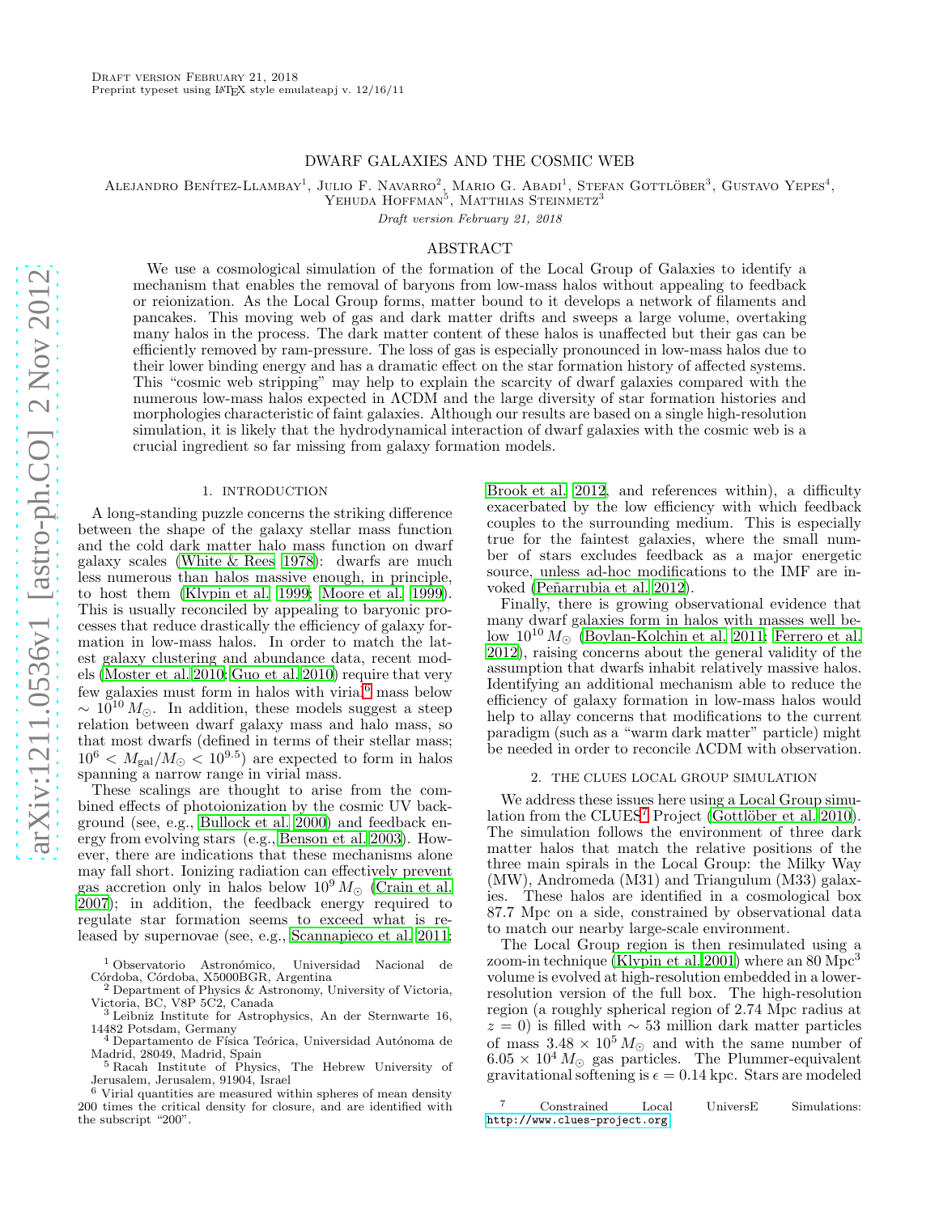# DWARF GALAXIES AND THE COSMIC WEB

Alejandro Benítez-Llambay[1], Julio F. Navarro[2], Mario G. Abadi[1], Stefan Gottlöber[3], Gustavo Yepes[4], Yehuda Hoffman[5], Matthias Steinmetz[3]

*Draft version February 21, 2018*

## ABSTRACT

We use a cosmological simulation of the formation of the Local Group of Galaxies to identify a mechanism that enables the removal of baryons from low-mass halos without appealing to feedback or reionization. As the Local Group forms, matter bound to it develops a network of filaments and pancakes. This moving web of gas and dark matter drifts and sweeps a large volume, overtaking many halos in the process. The dark matter content of these halos is unaffected but their gas can be efficiently removed by ram-pressure. The loss of gas is especially pronounced in low-mass halos due to their lower binding energy and has a dramatic effect on the star formation history of affected systems. This "cosmic web stripping" may help to explain the scarcity of dwarf galaxies compared with the numerous low-mass halos expected in ΛCDM and the large diversity of star formation histories and morphologies characteristic of faint galaxies. Although our results are based on a single high-resolution simulation, it is likely that the hydrodynamical interaction of dwarf galaxies with the cosmic web is a crucial ingredient so far missing from galaxy formation models.

## 1. INTRODUCTION

A long-standing puzzle concerns the striking difference between the shape of the galaxy stellar mass function and the cold dark matter halo mass function on dwarf galaxy scales (White & Rees 1978): dwarfs are much less numerous than halos massive enough, in principle, to host them (Klypin et al. 1999; Moore et al. 1999). This is usually reconciled by appealing to baryonic processes that reduce drastically the efficiency of galaxy formation in low-mass halos. In order to match the latest galaxy clustering and abundance data, recent models (Moster et al. 2010; Guo et al. 2010) require that very few galaxies must form in halos with virial[6] mass below $\sim 10^{10}\,M_\odot$. In addition, these models suggest a steep relation between dwarf galaxy mass and halo mass, so that most dwarfs (defined in terms of their stellar mass; $10^6 < M_{\rm gal}/M_\odot < 10^{9.5}$) are expected to form in halos spanning a narrow range in virial mass.

These scalings are thought to arise from the combined effects of photoionization by the cosmic UV background (see, e.g., Bullock et al. 2000) and feedback energy from evolving stars (e.g., Benson et al. 2003). However, there are indications that these mechanisms alone may fall short. Ionizing radiation can effectively prevent gas accretion only in halos below $10^9\,M_\odot$ (Crain et al. 2007); in addition, the feedback energy required to regulate star formation seems to exceed what is released by supernovae (see, e.g., Scannapieco et al. 2011; Brook et al. 2012, and references within), a difficulty exacerbated by the low efficiency with which feedback couples to the surrounding medium. This is especially true for the faintest galaxies, where the small number of stars excludes feedback as a major energetic source, unless ad-hoc modifications to the IMF are invoked (Peñarrubia et al. 2012).

Finally, there is growing observational evidence that many dwarf galaxies form in halos with masses well below $10^{10}\,M_\odot$ (Boylan-Kolchin et al. 2011; Ferrero et al. 2012), raising concerns about the general validity of the assumption that dwarfs inhabit relatively massive halos. Identifying an additional mechanism able to reduce the efficiency of galaxy formation in low-mass halos would help to allay concerns that modifications to the current paradigm (such as a "warm dark matter" particle) might be needed in order to reconcile ΛCDM with observation.

## 2. THE CLUES LOCAL GROUP SIMULATION

We address these issues here using a Local Group simulation from the CLUES[7] Project (Gottlöber et al. 2010). The simulation follows the environment of three dark matter halos that match the relative positions of the three main spirals in the Local Group: the Milky Way (MW), Andromeda (M31) and Triangulum (M33) galaxies. These halos are identified in a cosmological box 87.7 Mpc on a side, constrained by observational data to match our nearby large-scale environment.

The Local Group region is then resimulated using a zoom-in technique (Klypin et al. 2001) where an 80 Mpc$^3$ volume is evolved at high-resolution embedded in a lower-resolution version of the full box. The high-resolution region (a roughly spherical region of 2.74 Mpc radius at $z = 0$) is filled with $\sim 53$ million dark matter particles of mass $3.48 \times 10^5\,M_\odot$ and with the same number of $6.05 \times 10^4\,M_\odot$ gas particles. The Plummer-equivalent gravitational softening is $\epsilon = 0.14$ kpc. Stars are modeled

[1] Observatorio Astronómico, Universidad Nacional de Córdoba, Córdoba, X5000BGR, Argentina
[2] Department of Physics & Astronomy, University of Victoria, Victoria, BC, V8P 5C2, Canada
[3] Leibniz Institute for Astrophysics, An der Sternwarte 16, 14482 Potsdam, Germany
[4] Departamento de Física Teórica, Universidad Autónoma de Madrid, 28049, Madrid, Spain
[5] Racah Institute of Physics, The Hebrew University of Jerusalem, Jerusalem, 91904, Israel
[6] Virial quantities are measured within spheres of mean density 200 times the critical density for closure, and are identified with the subscript "200".
[7] Constrained Local UniversE Simulations: http://www.clues-project.org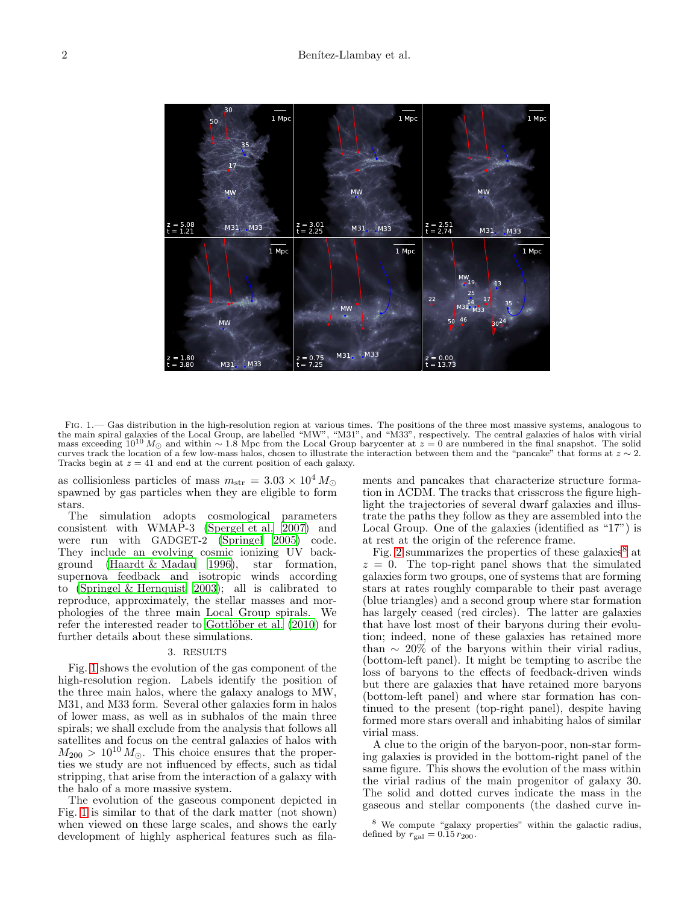FIG. 1.— Gas distribution in the high-resolution region at various times. The positions of the three most massive systems, analogous to the main spiral galaxies of the Local Group, are labelled "MW", "M31", and "M33", respectively. The central galaxies of halos with virial mass exceeding $10^{10}\,M_\odot$ and within $\sim 1.8$ Mpc from the Local Group barycenter at $z = 0$ are numbered in the final snapshot. The solid curves track the location of a few low-mass halos, chosen to illustrate the interaction between them and the "pancake" that forms at $z \sim 2$. Tracks begin at $z = 41$ and end at the current position of each galaxy.

as collisionless particles of mass $m_{\rm str} = 3.03 \times 10^4\,M_\odot$ spawned by gas particles when they are eligible to form stars.

The simulation adopts cosmological parameters consistent with WMAP-3 (Spergel et al. 2007) and were run with GADGET-2 (Springel 2005) code. They include an evolving cosmic ionizing UV background (Haardt & Madau 1996), star formation, supernova feedback and isotropic winds according to (Springel & Hernquist 2003); all is calibrated to reproduce, approximately, the stellar masses and morphologies of the three main Local Group spirals. We refer the interested reader to Gottlöber et al. (2010) for further details about these simulations.

## 3. RESULTS

Fig. 1 shows the evolution of the gas component of the high-resolution region. Labels identify the position of the three main halos, where the galaxy analogs to MW, M31, and M33 form. Several other galaxies form in halos of lower mass, as well as in subhalos of the main three spirals; we shall exclude from the analysis that follows all satellites and focus on the central galaxies of halos with $M_{200} > 10^{10}\,M_\odot$. This choice ensures that the properties we study are not influenced by effects, such as tidal stripping, that arise from the interaction of a galaxy with the halo of a more massive system.

The evolution of the gaseous component depicted in Fig. 1 is similar to that of the dark matter (not shown) when viewed on these large scales, and shows the early development of highly aspherical features such as filaments and pancakes that characterize structure formation in ΛCDM. The tracks that crisscross the figure highlight the trajectories of several dwarf galaxies and illustrate the paths they follow as they are assembled into the Local Group. One of the galaxies (identified as "17") is at rest at the origin of the reference frame.

Fig. 2 summarizes the properties of these galaxies[8] at $z = 0$. The top-right panel shows that the simulated galaxies form two groups, one of systems that are forming stars at rates roughly comparable to their past average (blue triangles) and a second group where star formation has largely ceased (red circles). The latter are galaxies that have lost most of their baryons during their evolution; indeed, none of these galaxies has retained more than $\sim 20\%$ of the baryons within their virial radius, (bottom-left panel). It might be tempting to ascribe the loss of baryons to the effects of feedback-driven winds but there are galaxies that have retained more baryons (bottom-left panel) and where star formation has continued to the present (top-right panel), despite having formed more stars overall and inhabiting halos of similar virial mass.

A clue to the origin of the baryon-poor, non-star forming galaxies is provided in the bottom-right panel of the same figure. This shows the evolution of the mass within the virial radius of the main progenitor of galaxy 30. The solid and dotted curves indicate the mass in the gaseous and stellar components (the dashed curve in-

[8] We compute "galaxy properties" within the galactic radius, defined by $r_{\rm gal} = 0.15\,r_{200}$.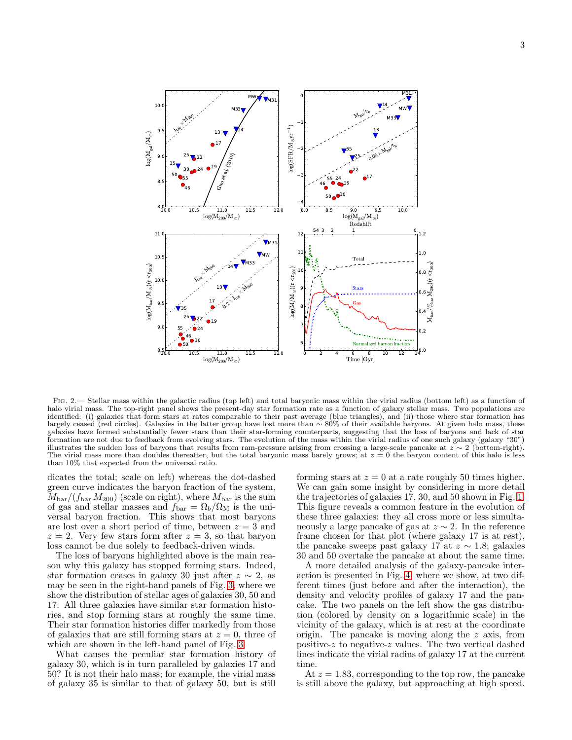Fig. 2.— Stellar mass within the galactic radius (top left) and total baryonic mass within the virial radius (bottom left) as a function of halo virial mass. The top-right panel shows the present-day star formation rate as a function of galaxy stellar mass. Two populations are identified: (i) galaxies that form stars at rates comparable to their past average (blue triangles), and (ii) those where star formation has largely ceased (red circles). Galaxies in the latter group have lost more than $\sim 80\%$ of their available baryons. At given halo mass, these galaxies have formed substantially fewer stars than their star-forming counterparts, suggesting that the loss of baryons and lack of star formation are not due to feedback from evolving stars. The evolution of the mass within the virial radius of one such galaxy (galaxy "30") illustrates the sudden loss of baryons that results from ram-pressure arising from crossing a large-scale pancake at $z \sim 2$ (bottom-right). The virial mass more than doubles thereafter, but the total baryonic mass barely grows; at $z = 0$ the baryon content of this halo is less than 10% that expected from the universal ratio.

dicates the total; scale on left) whereas the dot-dashed green curve indicates the baryon fraction of the system, $M_{\rm bar}/(f_{\rm bar}\, M_{200})$ (scale on right), where $M_{\rm bar}$ is the sum of gas and stellar masses and $f_{\rm bar} = \Omega_b/\Omega_{\rm M}$ is the universal baryon fraction. This shows that most baryons are lost over a short period of time, between $z = 3$ and $z = 2$. Very few stars form after $z = 3$, so that baryon loss cannot be due solely to feedback-driven winds.

The loss of baryons highlighted above is the main reason why this galaxy has stopped forming stars. Indeed, star formation ceases in galaxy 30 just after $z \sim 2$, as may be seen in the right-hand panels of Fig. 3, where we show the distribution of stellar ages of galaxies 30, 50 and 17. All three galaxies have similar star formation histories, and stop forming stars at roughly the same time. Their star formation histories differ markedly from those of galaxies that are still forming stars at $z = 0$, three of which are shown in the left-hand panel of Fig. 3.

What causes the peculiar star formation history of galaxy 30, which is in turn paralleled by galaxies 17 and 50? It is not their halo mass; for example, the virial mass of galaxy 35 is similar to that of galaxy 50, but is still forming stars at $z = 0$ at a rate roughly 50 times higher. We can gain some insight by considering in more detail the trajectories of galaxies 17, 30, and 50 shown in Fig. 1. This figure reveals a common feature in the evolution of these three galaxies: they all cross more or less simultaneously a large pancake of gas at $z \sim 2$. In the reference frame chosen for that plot (where galaxy 17 is at rest), the pancake sweeps past galaxy 17 at $z \sim 1.8$; galaxies 30 and 50 overtake the pancake at about the same time.

A more detailed analysis of the galaxy-pancake interaction is presented in Fig. 4, where we show, at two different times (just before and after the interaction), the density and velocity profiles of galaxy 17 and the pancake. The two panels on the left show the gas distribution (colored by density on a logarithmic scale) in the vicinity of the galaxy, which is at rest at the coordinate origin. The pancake is moving along the $z$ axis, from positive-$z$ to negative-$z$ values. The two vertical dashed lines indicate the virial radius of galaxy 17 at the current time.

At $z = 1.83$, corresponding to the top row, the pancake is still above the galaxy, but approaching at high speed.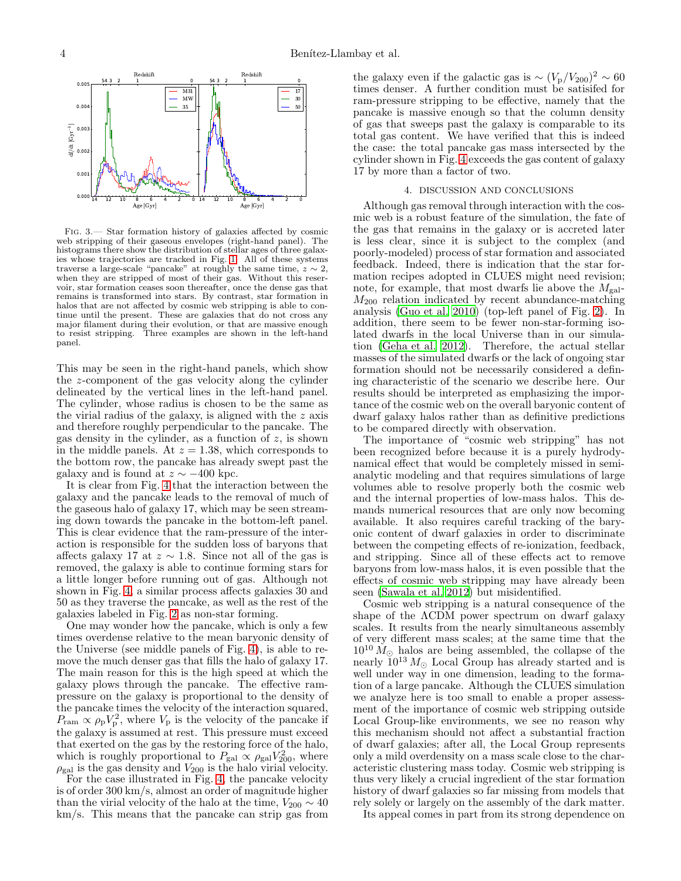FIG. 3.— Star formation history of galaxies affected by cosmic web stripping of their gaseous envelopes (right-hand panel). The histograms there show the distribution of stellar ages of three galaxies whose trajectories are tracked in Fig. 1. All of these systems traverse a large-scale "pancake" at roughly the same time, $z \sim 2$, when they are stripped of most of their gas. Without this reservoir, star formation ceases soon thereafter, once the dense gas that remains is transformed into stars. By contrast, star formation in halos that are not affected by cosmic web stripping is able to continue until the present. These are galaxies that do not cross any major filament during their evolution, or that are massive enough to resist stripping. Three examples are shown in the left-hand panel.

This may be seen in the right-hand panels, which show the $z$-component of the gas velocity along the cylinder delineated by the vertical lines in the left-hand panel. The cylinder, whose radius is chosen to be the same as the virial radius of the galaxy, is aligned with the $z$ axis and therefore roughly perpendicular to the pancake. The gas density in the cylinder, as a function of $z$, is shown in the middle panels. At $z = 1.38$, which corresponds to the bottom row, the pancake has already swept past the galaxy and is found at $z \sim -400$ kpc.

It is clear from Fig. 4 that the interaction between the galaxy and the pancake leads to the removal of much of the gaseous halo of galaxy 17, which may be seen streaming down towards the pancake in the bottom-left panel. This is clear evidence that the ram-pressure of the interaction is responsible for the sudden loss of baryons that affects galaxy 17 at $z \sim 1.8$. Since not all of the gas is removed, the galaxy is able to continue forming stars for a little longer before running out of gas. Although not shown in Fig. 4, a similar process affects galaxies 30 and 50 as they traverse the pancake, as well as the rest of the galaxies labeled in Fig. 2 as non-star forming.

One may wonder how the pancake, which is only a few times overdense relative to the mean baryonic density of the Universe (see middle panels of Fig. 4), is able to remove the much denser gas that fills the halo of galaxy 17. The main reason for this is the high speed at which the galaxy plows through the pancake. The effective ram-pressure on the galaxy is proportional to the density of the pancake times the velocity of the interaction squared, $P_{\rm ram} \propto \rho_{\rm p} V_{\rm p}^2$, where $V_{\rm p}$ is the velocity of the pancake if the galaxy is assumed at rest. This pressure must exceed that exerted on the gas by the restoring force of the halo, which is roughly proportional to $P_{\rm gal} \propto \rho_{\rm gal} V_{200}^2$, where $\rho_{\rm gal}$ is the gas density and $V_{200}$ is the halo virial velocity.

For the case illustrated in Fig. 4, the pancake velocity is of order 300 km/s, almost an order of magnitude higher than the virial velocity of the halo at the time, $V_{200} \sim 40$ km/s. This means that the pancake can strip gas from the galaxy even if the galactic gas is $\sim (V_{\rm p}/V_{200})^2 \sim 60$ times denser. A further condition must be satisifed for ram-pressure stripping to be effective, namely that the pancake is massive enough so that the column density of gas that sweeps past the galaxy is comparable to its total gas content. We have verified that this is indeed the case: the total pancake gas mass intersected by the cylinder shown in Fig. 4 exceeds the gas content of galaxy 17 by more than a factor of two.

## 4. DISCUSSION AND CONCLUSIONS

Although gas removal through interaction with the cosmic web is a robust feature of the simulation, the fate of the gas that remains in the galaxy or is accreted later is less clear, since it is subject to the complex (and poorly-modeled) process of star formation and associated feedback. Indeed, there is indication that the star formation recipes adopted in CLUES might need revision; note, for example, that most dwarfs lie above the $M_{\rm gal}$-$M_{200}$ relation indicated by recent abundance-matching analysis (Guo et al. 2010) (top-left panel of Fig. 2). In addition, there seem to be fewer non-star-forming isolated dwarfs in the local Universe than in our simulation (Geha et al. 2012). Therefore, the actual stellar masses of the simulated dwarfs or the lack of ongoing star formation should not be necessarily considered a defining characteristic of the scenario we describe here. Our results should be interpreted as emphasizing the importance of the cosmic web on the overall baryonic content of dwarf galaxy halos rather than as definitive predictions to be compared directly with observation.

The importance of "cosmic web stripping" has not been recognized before because it is a purely hydrodynamical effect that would be completely missed in semi-analytic modeling and that requires simulations of large volumes able to resolve properly both the cosmic web and the internal properties of low-mass halos. This demands numerical resources that are only now becoming available. It also requires careful tracking of the baryonic content of dwarf galaxies in order to discriminate between the competing effects of re-ionization, feedback, and stripping. Since all of these effects act to remove baryons from low-mass halos, it is even possible that the effects of cosmic web stripping may have already been seen (Sawala et al. 2012) but misidentified.

Cosmic web stripping is a natural consequence of the shape of the ΛCDM power spectrum on dwarf galaxy scales. It results from the nearly simultaneous assembly of very different mass scales; at the same time that the $10^{10}\,M_\odot$ halos are being assembled, the collapse of the nearly $10^{13}\,M_\odot$ Local Group has already started and is well under way in one dimension, leading to the formation of a large pancake. Although the CLUES simulation we analyze here is too small to enable a proper assessment of the importance of cosmic web stripping outside Local Group-like environments, we see no reason why this mechanism should not affect a substantial fraction of dwarf galaxies; after all, the Local Group represents only a mild overdensity on a mass scale close to the characteristic clustering mass today. Cosmic web stripping is thus very likely a crucial ingredient of the star formation history of dwarf galaxies so far missing from models that rely solely or largely on the assembly of the dark matter.

Its appeal comes in part from its strong dependence on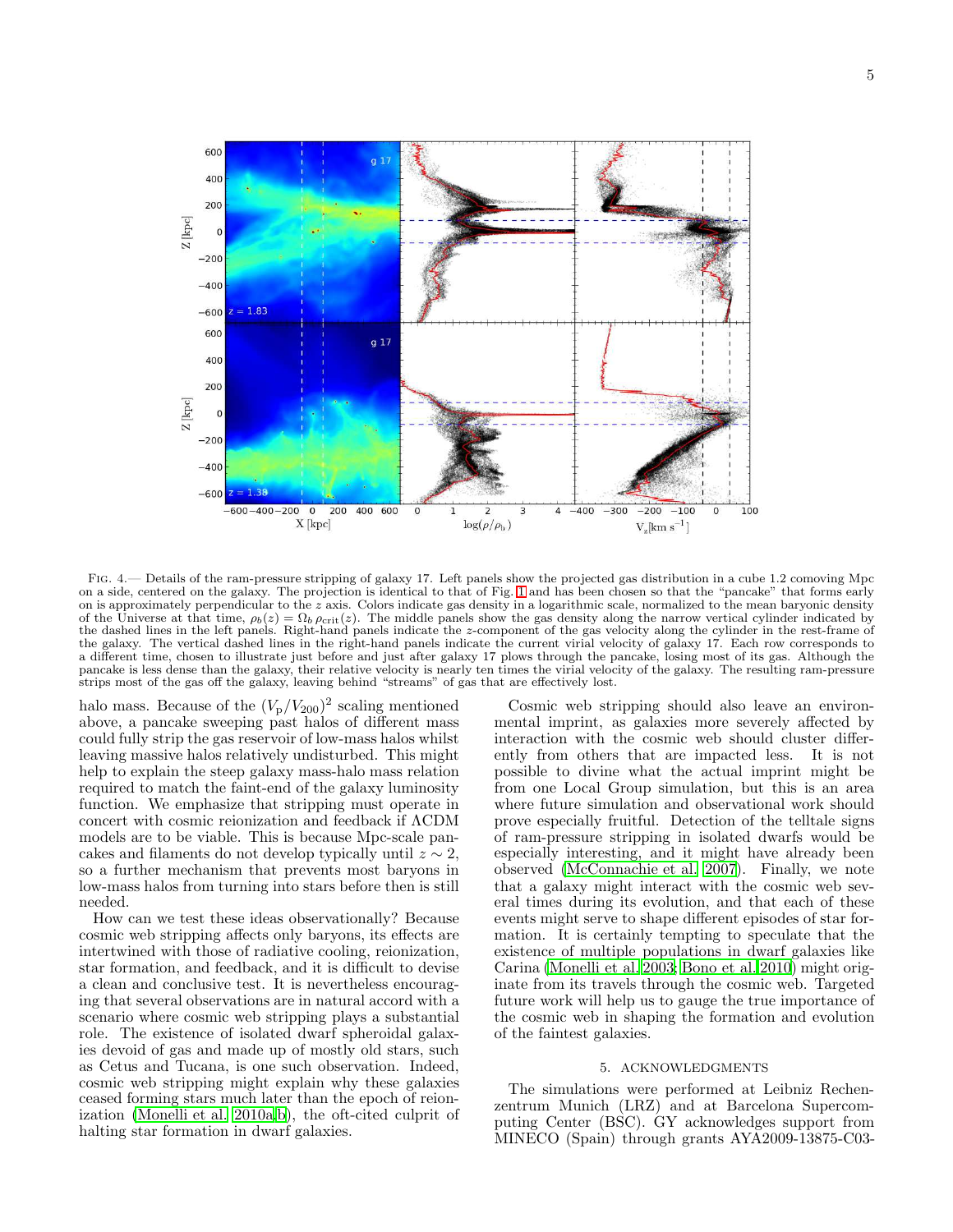600
400
200
0
−200
−400
−600
Z [kpc]
g 17
z = 1.83

600
400
200
0
−200
−400
−600
Z [kpc]
g 17
z = 1.38

−600−400−200 0 200 400 600
X [kpc]

0 1 2 3 4
$\log(\rho/\rho_b)$

−400 −300 −200 −100 0 100
$V_z$[km s$^{-1}$]

Fig. 4.— Details of the ram-pressure stripping of galaxy 17. Left panels show the projected gas distribution in a cube 1.2 comoving Mpc on a side, centered on the galaxy. The projection is identical to that of Fig. 1 and has been chosen so that the "pancake" that forms early on is approximately perpendicular to the $z$ axis. Colors indicate gas density in a logarithmic scale, normalized to the mean baryonic density of the Universe at that time, $\rho_b(z) = \Omega_b\, \rho_{\rm crit}(z)$. The middle panels show the gas density along the narrow vertical cylinder indicated by the dashed lines in the left panels. Right-hand panels indicate the $z$-component of the gas velocity along the cylinder in the rest-frame of the galaxy. The vertical dashed lines in the right-hand panels indicate the current virial velocity of galaxy 17. Each row corresponds to a different time, chosen to illustrate just before and just after galaxy 17 plows through the pancake, losing most of its gas. Although the pancake is less dense than the galaxy, their relative velocity is nearly ten times the virial velocity of the galaxy. The resulting ram-pressure strips most of the gas off the galaxy, leaving behind "streams" of gas that are effectively lost.

halo mass. Because of the $(V_{\rm p}/V_{200})^2$ scaling mentioned above, a pancake sweeping past halos of different mass could fully strip the gas reservoir of low-mass halos whilst leaving massive halos relatively undisturbed. This might help to explain the steep galaxy mass-halo mass relation required to match the faint-end of the galaxy luminosity function. We emphasize that stripping must operate in concert with cosmic reionization and feedback if ΛCDM models are to be viable. This is because Mpc-scale pancakes and filaments do not develop typically until $z \sim 2$, so a further mechanism that prevents most baryons in low-mass halos from turning into stars before then is still needed.

How can we test these ideas observationally? Because cosmic web stripping affects only baryons, its effects are intertwined with those of radiative cooling, reionization, star formation, and feedback, and it is difficult to devise a clean and conclusive test. It is nevertheless encouraging that several observations are in natural accord with a scenario where cosmic web stripping plays a substantial role. The existence of isolated dwarf spheroidal galaxies devoid of gas and made up of mostly old stars, such as Cetus and Tucana, is one such observation. Indeed, cosmic web stripping might explain why these galaxies ceased forming stars much later than the epoch of reionization (Monelli et al. 2010a,b), the oft-cited culprit of halting star formation in dwarf galaxies.

Cosmic web stripping should also leave an environmental imprint, as galaxies more severely affected by interaction with the cosmic web should cluster differently from others that are impacted less. It is not possible to divine what the actual imprint might be from one Local Group simulation, but this is an area where future simulation and observational work should prove especially fruitful. Detection of the telltale signs of ram-pressure stripping in isolated dwarfs would be especially interesting, and it might have already been observed (McConnachie et al. 2007). Finally, we note that a galaxy might interact with the cosmic web several times during its evolution, and that each of these events might serve to shape different episodes of star formation. It is certainly tempting to speculate that the existence of multiple populations in dwarf galaxies like Carina (Monelli et al. 2003; Bono et al. 2010) might originate from its travels through the cosmic web. Targeted future work will help us to gauge the true importance of the cosmic web in shaping the formation and evolution of the faintest galaxies.

## 5. ACKNOWLEDGMENTS

The simulations were performed at Leibniz Rechenzentrum Munich (LRZ) and at Barcelona Supercomputing Center (BSC). GY acknowledges support from MINECO (Spain) through grants AYA2009-13875-C03-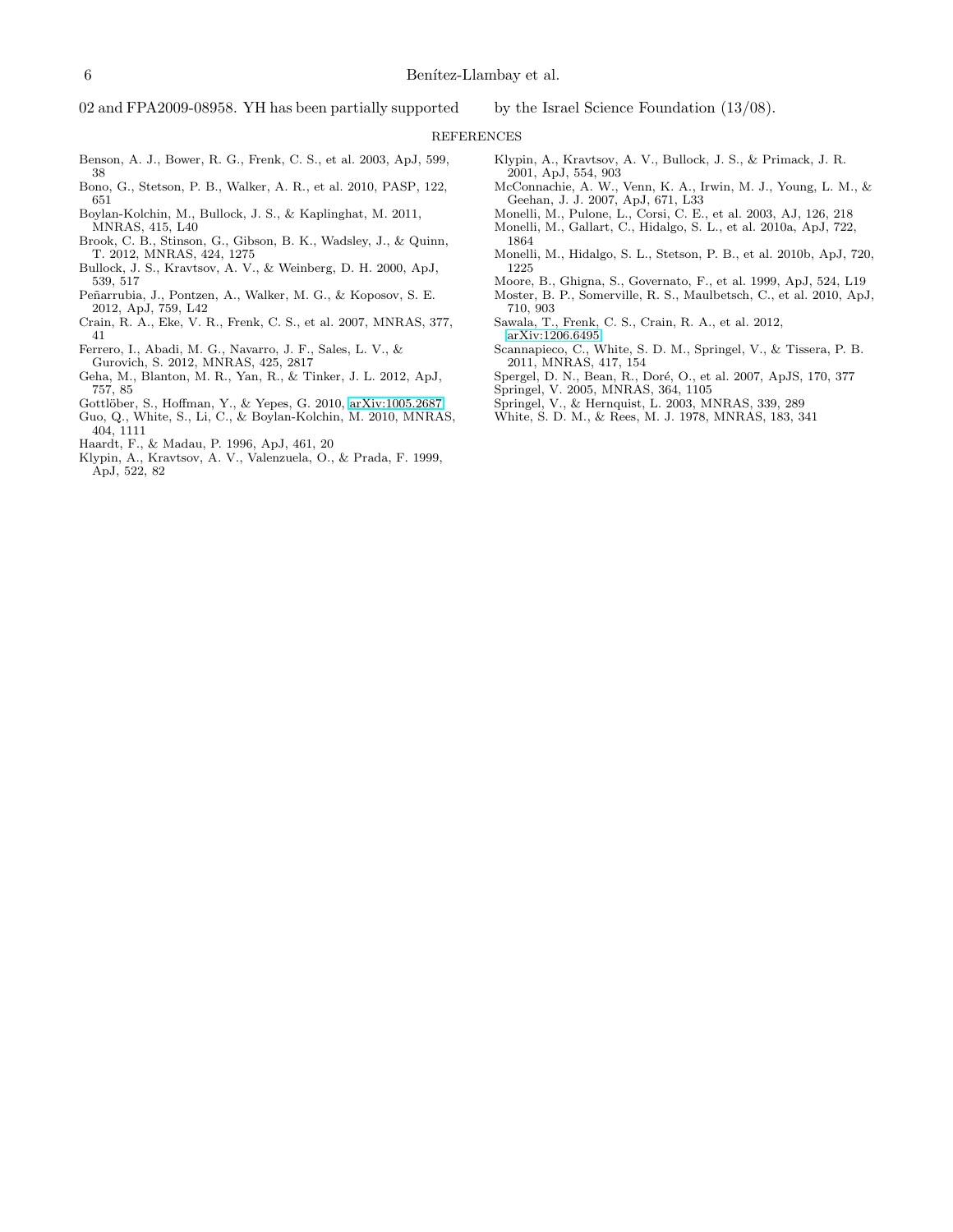02 and FPA2009-08958. YH has been partially supported by the Israel Science Foundation (13/08).

## REFERENCES

Benson, A. J., Bower, R. G., Frenk, C. S., et al. 2003, ApJ, 599, 38

Bono, G., Stetson, P. B., Walker, A. R., et al. 2010, PASP, 122, 651

Boylan-Kolchin, M., Bullock, J. S., & Kaplinghat, M. 2011, MNRAS, 415, L40

Brook, C. B., Stinson, G., Gibson, B. K., Wadsley, J., & Quinn, T. 2012, MNRAS, 424, 1275

Bullock, J. S., Kravtsov, A. V., & Weinberg, D. H. 2000, ApJ, 539, 517

Peñarrubia, J., Pontzen, A., Walker, M. G., & Koposov, S. E. 2012, ApJ, 759, L42

Crain, R. A., Eke, V. R., Frenk, C. S., et al. 2007, MNRAS, 377, 41

Ferrero, I., Abadi, M. G., Navarro, J. F., Sales, L. V., & Gurovich, S. 2012, MNRAS, 425, 2817

Geha, M., Blanton, M. R., Yan, R., & Tinker, J. L. 2012, ApJ, 757, 85

Gottlöber, S., Hoffman, Y., & Yepes, G. 2010, arXiv:1005.2687

Guo, Q., White, S., Li, C., & Boylan-Kolchin, M. 2010, MNRAS, 404, 1111

Haardt, F., & Madau, P. 1996, ApJ, 461, 20

Klypin, A., Kravtsov, A. V., Valenzuela, O., & Prada, F. 1999, ApJ, 522, 82

Klypin, A., Kravtsov, A. V., Bullock, J. S., & Primack, J. R. 2001, ApJ, 554, 903

McConnachie, A. W., Venn, K. A., Irwin, M. J., Young, L. M., & Geehan, J. J. 2007, ApJ, 671, L33

Monelli, M., Pulone, L., Corsi, C. E., et al. 2003, AJ, 126, 218

Monelli, M., Gallart, C., Hidalgo, S. L., et al. 2010a, ApJ, 722, 1864

Monelli, M., Hidalgo, S. L., Stetson, P. B., et al. 2010b, ApJ, 720, 1225

Moore, B., Ghigna, S., Governato, F., et al. 1999, ApJ, 524, L19

Moster, B. P., Somerville, R. S., Maulbetsch, C., et al. 2010, ApJ, 710, 903

Sawala, T., Frenk, C. S., Crain, R. A., et al. 2012, arXiv:1206.6495

Scannapieco, C., White, S. D. M., Springel, V., & Tissera, P. B. 2011, MNRAS, 417, 154

Spergel, D. N., Bean, R., Doré, O., et al. 2007, ApJS, 170, 377

Springel, V. 2005, MNRAS, 364, 1105

Springel, V., & Hernquist, L. 2003, MNRAS, 339, 289

White, S. D. M., & Rees, M. J. 1978, MNRAS, 183, 341